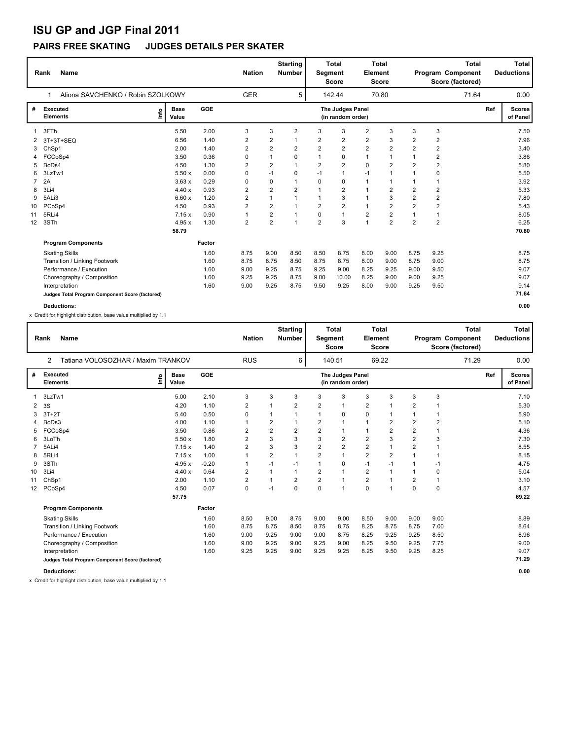# ISU GP and JGP Final 2011

## PAIRS FREE SKATING JUDGES DETAILS PER SKATER

| Rank | Name | Nation | Starting Number | Total Segment Score | Total Element Score | Total Program Component Score (factored) | Total Deductions |
|---|---|---|---|---|---|---|---|
| 1 | Aliona SAVCHENKO / Robin SZOLKOWY | GER | 5 | 142.44 | 70.80 | 71.64 | 0.00 |

| # | Executed Elements | Info | Base Value | GOE | J1 | J2 | J3 | J4 | J5 | J6 | J7 | J8 | J9 | Ref | Scores of Panel |
|---|---|---|---|---|---|---|---|---|---|---|---|---|---|---|---|
| 1 | 3FTh | | 5.50 | 2.00 | 3 | 3 | 2 | 3 | 3 | 2 | 3 | 3 | 3 | | 7.50 |
| 2 | 3T+3T+SEQ | | 6.56 | 1.40 | 2 | 2 | 1 | 2 | 2 | 2 | 3 | 2 | 2 | | 7.96 |
| 3 | ChSp1 | | 2.00 | 1.40 | 2 | 2 | 2 | 2 | 2 | 2 | 2 | 2 | 2 | | 3.40 |
| 4 | FCCoSp4 | | 3.50 | 0.36 | 0 | 1 | 0 | 1 | 0 | 1 | 1 | 1 | 2 | | 3.86 |
| 5 | BoDs4 | | 4.50 | 1.30 | 2 | 2 | 1 | 2 | 2 | 0 | 2 | 2 | 2 | | 5.80 |
| 6 | 3LzTw1 | | 5.50 x | 0.00 | 0 | -1 | 0 | -1 | 1 | -1 | 1 | 1 | 0 | | 5.50 |
| 7 | 2A | | 3.63 x | 0.29 | 0 | 0 | 1 | 0 | 0 | 1 | 1 | 1 | 1 | | 3.92 |
| 8 | 3Li4 | | 4.40 x | 0.93 | 2 | 2 | 2 | 1 | 2 | 1 | 2 | 2 | 2 | | 5.33 |
| 9 | 5ALi3 | | 6.60 x | 1.20 | 2 | 1 | 1 | 1 | 3 | 1 | 3 | 2 | 2 | | 7.80 |
| 10 | PCoSp4 | | 4.50 | 0.93 | 2 | 2 | 1 | 2 | 2 | 1 | 2 | 2 | 2 | | 5.43 |
| 11 | 5RLi4 | | 7.15 x | 0.90 | 1 | 2 | 1 | 0 | 1 | 2 | 2 | 1 | 1 | | 8.05 |
| 12 | 3STh | | 4.95 x | 1.30 | 2 | 2 | 1 | 2 | 3 | 1 | 2 | 2 | 2 | | 6.25 |
| | | | 58.79 | | | | | | | | | | | | 70.80 |

| Program Components | Factor | J1 | J2 | J3 | J4 | J5 | J6 | J7 | J8 | J9 | Scores of Panel |
|---|---|---|---|---|---|---|---|---|---|---|---|
| Skating Skills | 1.60 | 8.75 | 9.00 | 8.50 | 8.50 | 8.75 | 8.00 | 9.00 | 8.75 | 9.25 | 8.75 |
| Transition / Linking Footwork | 1.60 | 8.75 | 8.75 | 8.50 | 8.75 | 8.75 | 8.00 | 9.00 | 8.75 | 9.00 | 8.75 |
| Performance / Execution | 1.60 | 9.00 | 9.25 | 8.75 | 9.25 | 9.00 | 8.25 | 9.25 | 9.00 | 9.50 | 9.07 |
| Choreography / Composition | 1.60 | 9.25 | 9.25 | 8.75 | 9.00 | 10.00 | 8.25 | 9.00 | 9.00 | 9.25 | 9.07 |
| Interpretation | 1.60 | 9.00 | 9.25 | 8.75 | 9.50 | 9.25 | 8.00 | 9.00 | 9.25 | 9.50 | 9.14 |
| Judges Total Program Component Score (factored) | | | | | | | | | | | 71.64 |
| Deductions: | | | | | | | | | | | 0.00 |

x Credit for highlight distribution, base value multiplied by 1.1

| Rank | Name | Nation | Starting Number | Total Segment Score | Total Element Score | Total Program Component Score (factored) | Total Deductions |
|---|---|---|---|---|---|---|---|
| 2 | Tatiana VOLOSOZHAR / Maxim TRANKOV | RUS | 6 | 140.51 | 69.22 | 71.29 | 0.00 |

| # | Executed Elements | Info | Base Value | GOE | J1 | J2 | J3 | J4 | J5 | J6 | J7 | J8 | J9 | Ref | Scores of Panel |
|---|---|---|---|---|---|---|---|---|---|---|---|---|---|---|---|
| 1 | 3LzTw1 | | 5.00 | 2.10 | 3 | 3 | 3 | 3 | 3 | 3 | 3 | 3 | 3 | | 7.10 |
| 2 | 3S | | 4.20 | 1.10 | 2 | 1 | 2 | 2 | 1 | 2 | 1 | 2 | 1 | | 5.30 |
| 3 | 3T+2T | | 5.40 | 0.50 | 0 | 1 | 1 | 1 | 0 | 0 | 1 | 1 | 1 | | 5.90 |
| 4 | BoDs3 | | 4.00 | 1.10 | 1 | 2 | 1 | 2 | 1 | 1 | 2 | 2 | 2 | | 5.10 |
| 5 | FCCoSp4 | | 3.50 | 0.86 | 2 | 2 | 2 | 2 | 1 | 1 | 2 | 2 | 1 | | 4.36 |
| 6 | 3LoTh | | 5.50 x | 1.80 | 2 | 3 | 3 | 3 | 2 | 2 | 3 | 2 | 3 | | 7.30 |
| 7 | 5ALi4 | | 7.15 x | 1.40 | 2 | 3 | 3 | 2 | 2 | 2 | 1 | 2 | 1 | | 8.55 |
| 8 | 5RLi4 | | 7.15 x | 1.00 | 1 | 2 | 1 | 2 | 1 | 2 | 2 | 1 | 1 | | 8.15 |
| 9 | 3STh | | 4.95 x | -0.20 | 1 | -1 | -1 | 1 | 0 | -1 | -1 | 1 | -1 | | 4.75 |
| 10 | 3Li4 | | 4.40 x | 0.64 | 2 | 1 | 1 | 2 | 1 | 2 | 1 | 1 | 0 | | 5.04 |
| 11 | ChSp1 | | 2.00 | 1.10 | 2 | 1 | 2 | 2 | 1 | 2 | 1 | 2 | 1 | | 3.10 |
| 12 | PCoSp4 | | 4.50 | 0.07 | 0 | -1 | 0 | 0 | 1 | 0 | 1 | 0 | 0 | | 4.57 |
| | | | 57.75 | | | | | | | | | | | | 69.22 |

| Program Components | Factor | J1 | J2 | J3 | J4 | J5 | J6 | J7 | J8 | J9 | Scores of Panel |
|---|---|---|---|---|---|---|---|---|---|---|---|
| Skating Skills | 1.60 | 8.50 | 9.00 | 8.75 | 9.00 | 9.00 | 8.50 | 9.00 | 9.00 | 9.00 | 8.89 |
| Transition / Linking Footwork | 1.60 | 8.75 | 8.75 | 8.50 | 8.75 | 8.75 | 8.25 | 8.75 | 8.75 | 7.00 | 8.64 |
| Performance / Execution | 1.60 | 9.00 | 9.25 | 9.00 | 9.00 | 8.75 | 8.25 | 9.25 | 9.25 | 8.50 | 8.96 |
| Choreography / Composition | 1.60 | 9.00 | 9.25 | 9.00 | 9.25 | 9.00 | 8.25 | 9.50 | 9.25 | 7.75 | 9.00 |
| Interpretation | 1.60 | 9.25 | 9.25 | 9.00 | 9.25 | 9.25 | 8.25 | 9.50 | 9.25 | 8.25 | 9.07 |
| Judges Total Program Component Score (factored) | | | | | | | | | | | 71.29 |
| Deductions: | | | | | | | | | | | 0.00 |

x Credit for highlight distribution, base value multiplied by 1.1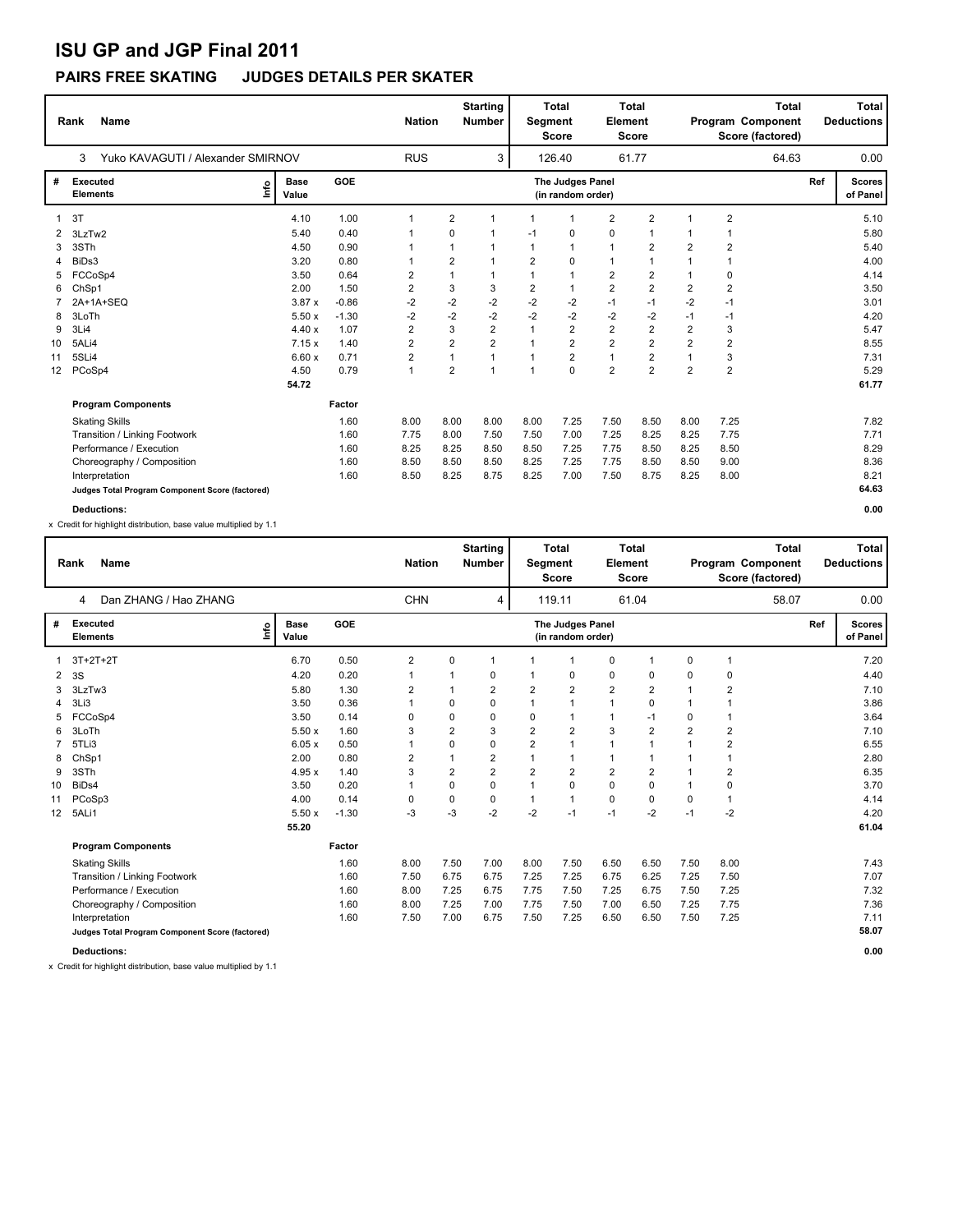# ISU GP and JGP Final 2011

## PAIRS FREE SKATING JUDGES DETAILS PER SKATER

| Rank | Name | Nation | Starting Number | Total Segment Score | Total Element Score | Total Program Component Score (factored) | Total Deductions |
|---|---|---|---|---|---|---|---|
| 3 | Yuko KAVAGUTI / Alexander SMIRNOV | RUS | 3 | 126.40 | 61.77 | 64.63 | 0.00 |

| # | Executed Elements | Info | Base Value | GOE | J1 | J2 | J3 | J4 | J5 | J6 | J7 | J8 | J9 | Ref | Scores of Panel |
|---|---|---|---|---|---|---|---|---|---|---|---|---|---|---|---|
| 1 | 3T | | 4.10 | 1.00 | 1 | 2 | 1 | 1 | 1 | 2 | 2 | 1 | 2 | | 5.10 |
| 2 | 3LzTw2 | | 5.40 | 0.40 | 1 | 0 | 1 | -1 | 0 | 0 | 1 | 1 | 1 | | 5.80 |
| 3 | 3STh | | 4.50 | 0.90 | 1 | 1 | 1 | 1 | 1 | 1 | 2 | 2 | 2 | | 5.40 |
| 4 | BiDs3 | | 3.20 | 0.80 | 1 | 2 | 1 | 2 | 0 | 1 | 1 | 1 | 1 | | 4.00 |
| 5 | FCCoSp4 | | 3.50 | 0.64 | 2 | 1 | 1 | 1 | 1 | 2 | 2 | 1 | 0 | | 4.14 |
| 6 | ChSp1 | | 2.00 | 1.50 | 2 | 3 | 3 | 2 | 1 | 2 | 2 | 2 | 2 | | 3.50 |
| 7 | 2A+1A+SEQ | | 3.87 x | -0.86 | -2 | -2 | -2 | -2 | -2 | -1 | -1 | -2 | -1 | | 3.01 |
| 8 | 3LoTh | | 5.50 x | -1.30 | -2 | -2 | -2 | -2 | -2 | -2 | -2 | -1 | -1 | | 4.20 |
| 9 | 3Li4 | | 4.40 x | 1.07 | 2 | 3 | 2 | 1 | 2 | 2 | 2 | 2 | 3 | | 5.47 |
| 10 | 5ALi4 | | 7.15 x | 1.40 | 2 | 2 | 2 | 1 | 2 | 2 | 2 | 2 | 2 | | 8.55 |
| 11 | 5SLi4 | | 6.60 x | 0.71 | 2 | 1 | 1 | 1 | 2 | 1 | 2 | 1 | 3 | | 7.31 |
| 12 | PCoSp4 | | 4.50 | 0.79 | 1 | 2 | 1 | 1 | 0 | 2 | 2 | 2 | 2 | | 5.29 |
| | | | 54.72 | | | | | | | | | | | | 61.77 |

| Program Components | Factor | J1 | J2 | J3 | J4 | J5 | J6 | J7 | J8 | J9 | Scores of Panel |
|---|---|---|---|---|---|---|---|---|---|---|---|
| Skating Skills | 1.60 | 8.00 | 8.00 | 8.00 | 8.00 | 7.25 | 7.50 | 8.50 | 8.00 | 7.25 | 7.82 |
| Transition / Linking Footwork | 1.60 | 7.75 | 8.00 | 7.50 | 7.50 | 7.00 | 7.25 | 8.25 | 8.25 | 7.75 | 7.71 |
| Performance / Execution | 1.60 | 8.25 | 8.25 | 8.50 | 8.50 | 7.25 | 7.75 | 8.50 | 8.25 | 8.50 | 8.29 |
| Choreography / Composition | 1.60 | 8.50 | 8.50 | 8.50 | 8.25 | 7.25 | 7.75 | 8.50 | 8.50 | 9.00 | 8.36 |
| Interpretation | 1.60 | 8.50 | 8.25 | 8.75 | 8.25 | 7.00 | 7.50 | 8.75 | 8.25 | 8.00 | 8.21 |
| Judges Total Program Component Score (factored) | | | | | | | | | | | 64.63 |

**Deductions:** 0.00

x Credit for highlight distribution, base value multiplied by 1.1

| Rank | Name | Nation | Starting Number | Total Segment Score | Total Element Score | Total Program Component Score (factored) | Total Deductions |
|---|---|---|---|---|---|---|---|
| 4 | Dan ZHANG / Hao ZHANG | CHN | 4 | 119.11 | 61.04 | 58.07 | 0.00 |

| # | Executed Elements | Info | Base Value | GOE | J1 | J2 | J3 | J4 | J5 | J6 | J7 | J8 | J9 | Ref | Scores of Panel |
|---|---|---|---|---|---|---|---|---|---|---|---|---|---|---|---|
| 1 | 3T+2T+2T | | 6.70 | 0.50 | 2 | 0 | 1 | 1 | 1 | 0 | 1 | 0 | 1 | | 7.20 |
| 2 | 3S | | 4.20 | 0.20 | 1 | 1 | 0 | 1 | 0 | 0 | 0 | 0 | 0 | | 4.40 |
| 3 | 3LzTw3 | | 5.80 | 1.30 | 2 | 1 | 2 | 2 | 2 | 2 | 2 | 1 | 2 | | 7.10 |
| 4 | 3Li3 | | 3.50 | 0.36 | 1 | 0 | 0 | 1 | 1 | 1 | 0 | 1 | 1 | | 3.86 |
| 5 | FCCoSp4 | | 3.50 | 0.14 | 0 | 0 | 0 | 0 | 1 | 1 | -1 | 0 | 1 | | 3.64 |
| 6 | 3LoTh | | 5.50 x | 1.60 | 3 | 2 | 3 | 2 | 2 | 3 | 2 | 2 | 2 | | 7.10 |
| 7 | 5TLi3 | | 6.05 x | 0.50 | 1 | 0 | 0 | 2 | 1 | 1 | 1 | 1 | 2 | | 6.55 |
| 8 | ChSp1 | | 2.00 | 0.80 | 2 | 1 | 2 | 1 | 1 | 1 | 1 | 1 | 1 | | 2.80 |
| 9 | 3STh | | 4.95 x | 1.40 | 3 | 2 | 2 | 2 | 2 | 2 | 2 | 1 | 2 | | 6.35 |
| 10 | BiDs4 | | 3.50 | 0.20 | 1 | 0 | 0 | 1 | 0 | 0 | 0 | 1 | 0 | | 3.70 |
| 11 | PCoSp3 | | 4.00 | 0.14 | 0 | 0 | 0 | 1 | 1 | 0 | 0 | 0 | 1 | | 4.14 |
| 12 | 5ALi1 | | 5.50 x | -1.30 | -3 | -3 | -2 | -2 | -1 | -1 | -2 | -1 | -2 | | 4.20 |
| | | | 55.20 | | | | | | | | | | | | 61.04 |

| Program Components | Factor | J1 | J2 | J3 | J4 | J5 | J6 | J7 | J8 | J9 | Scores of Panel |
|---|---|---|---|---|---|---|---|---|---|---|---|
| Skating Skills | 1.60 | 8.00 | 7.50 | 7.00 | 8.00 | 7.50 | 6.50 | 6.50 | 7.50 | 8.00 | 7.43 |
| Transition / Linking Footwork | 1.60 | 7.50 | 6.75 | 6.75 | 7.25 | 7.25 | 6.75 | 6.25 | 7.25 | 7.50 | 7.07 |
| Performance / Execution | 1.60 | 8.00 | 7.25 | 6.75 | 7.75 | 7.50 | 7.25 | 6.75 | 7.50 | 7.25 | 7.32 |
| Choreography / Composition | 1.60 | 8.00 | 7.25 | 7.00 | 7.75 | 7.50 | 7.00 | 6.50 | 7.25 | 7.75 | 7.36 |
| Interpretation | 1.60 | 7.50 | 7.00 | 6.75 | 7.50 | 7.25 | 6.50 | 6.50 | 7.50 | 7.25 | 7.11 |
| Judges Total Program Component Score (factored) | | | | | | | | | | | 58.07 |

**Deductions:** 0.00

x Credit for highlight distribution, base value multiplied by 1.1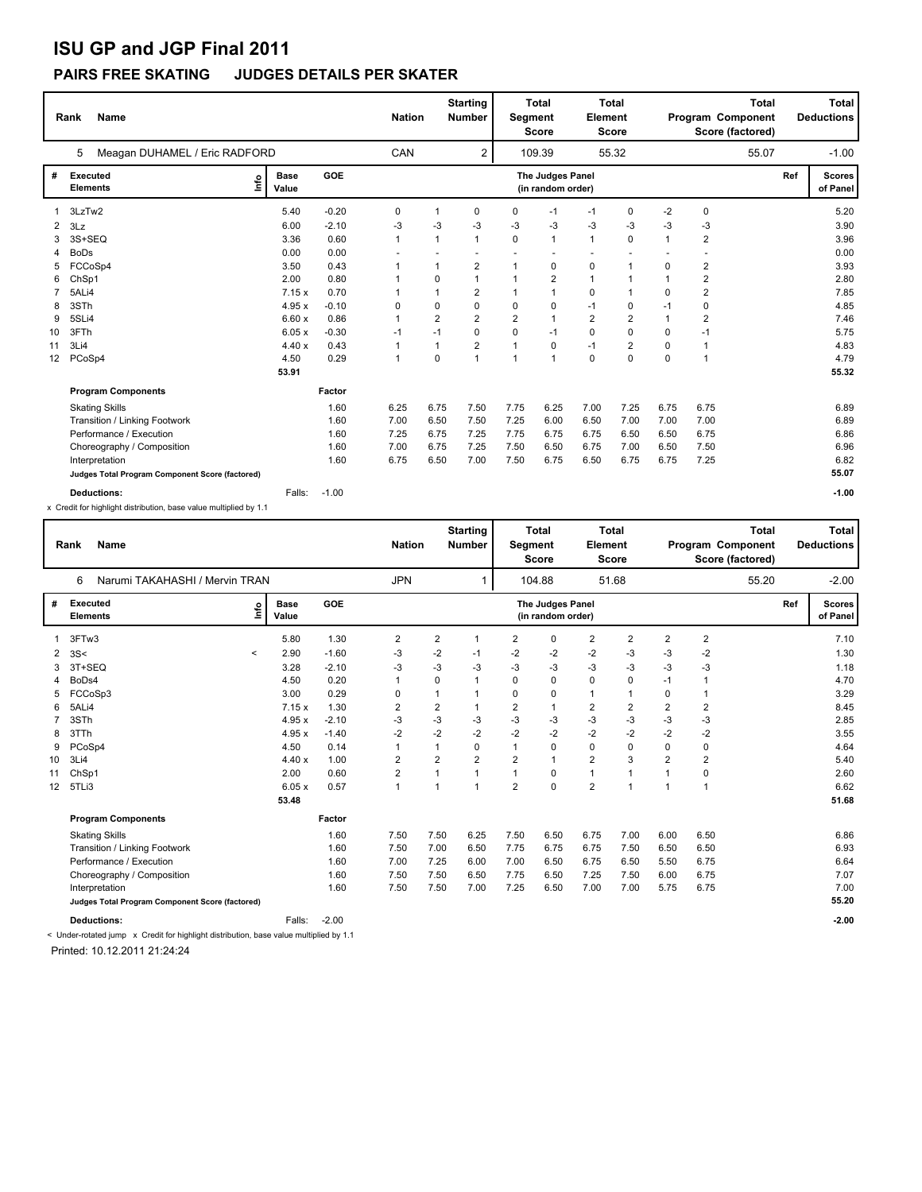# ISU GP and JGP Final 2011

## PAIRS FREE SKATING JUDGES DETAILS PER SKATER

| Rank | Name | Nation | Starting Number | Total Segment Score | Total Element Score | Total Program Component Score (factored) | Total Deductions |
|---|---|---|---|---|---|---|---|
| 5 | Meagan DUHAMEL / Eric RADFORD | CAN | 2 | 109.39 | 55.32 | 55.07 | -1.00 |

| # | Executed Elements | Info | Base Value | GOE | | | | The Judges Panel (in random order) | | | | | | Ref | Scores of Panel |
|---|---|---|---|---|---|---|---|---|---|---|---|---|---|---|---|
| 1 | 3LzTw2 | | 5.40 | -0.20 | 0 | 1 | 0 | 0 | -1 | -1 | 0 | -2 | 0 | | 5.20 |
| 2 | 3Lz | | 6.00 | -2.10 | -3 | -3 | -3 | -3 | -3 | -3 | -3 | -3 | -3 | | 3.90 |
| 3 | 3S+SEQ | | 3.36 | 0.60 | 1 | 1 | 1 | 0 | 1 | 1 | 0 | 1 | 2 | | 3.96 |
| 4 | BoDs | | 0.00 | 0.00 | - | - | - | - | - | - | - | - | - | | 0.00 |
| 5 | FCCoSp4 | | 3.50 | 0.43 | 1 | 1 | 2 | 1 | 0 | 0 | 1 | 0 | 2 | | 3.93 |
| 6 | ChSp1 | | 2.00 | 0.80 | 1 | 0 | 1 | 1 | 2 | 1 | 1 | 1 | 2 | | 2.80 |
| 7 | 5ALi4 | | 7.15 x | 0.70 | 1 | 1 | 2 | 1 | 1 | 0 | 1 | 0 | 2 | | 7.85 |
| 8 | 3STh | | 4.95 x | -0.10 | 0 | 0 | 0 | 0 | 0 | -1 | 0 | -1 | 0 | | 4.85 |
| 9 | 5SLi4 | | 6.60 x | 0.86 | 1 | 2 | 2 | 2 | 1 | 2 | 2 | 1 | 2 | | 7.46 |
| 10 | 3FTh | | 6.05 x | -0.30 | -1 | -1 | 0 | 0 | -1 | 0 | 0 | 0 | -1 | | 5.75 |
| 11 | 3Li4 | | 4.40 x | 0.43 | 1 | 1 | 2 | 1 | 0 | -1 | 2 | 0 | 1 | | 4.83 |
| 12 | PCoSp4 | | 4.50 | 0.29 | 1 | 0 | 1 | 1 | 1 | 0 | 0 | 0 | 1 | | 4.79 |
| | | | 53.91 | | | | | | | | | | | | 55.32 |
| | **Program Components** | | | Factor | | | | | | | | | | | |
| | Skating Skills | | | 1.60 | 6.25 | 6.75 | 7.50 | 7.75 | 6.25 | 7.00 | 7.25 | 6.75 | 6.75 | | 6.89 |
| | Transition / Linking Footwork | | | 1.60 | 7.00 | 6.50 | 7.50 | 7.25 | 6.00 | 6.50 | 7.00 | 7.00 | 7.00 | | 6.89 |
| | Performance / Execution | | | 1.60 | 7.25 | 6.75 | 7.25 | 7.75 | 6.75 | 6.75 | 6.50 | 6.50 | 6.75 | | 6.86 |
| | Choreography / Composition | | | 1.60 | 7.00 | 6.75 | 7.25 | 7.50 | 6.50 | 6.75 | 7.00 | 6.50 | 7.50 | | 6.96 |
| | Interpretation | | | 1.60 | 6.75 | 6.50 | 7.00 | 7.50 | 6.75 | 6.50 | 6.75 | 6.75 | 7.25 | | 6.82 |
| | **Judges Total Program Component Score (factored)** | | | | | | | | | | | | | | 55.07 |
| | **Deductions:** | | Falls: | -1.00 | | | | | | | | | | | -1.00 |

x Credit for highlight distribution, base value multiplied by 1.1

| Rank | Name | Nation | Starting Number | Total Segment Score | Total Element Score | Total Program Component Score (factored) | Total Deductions |
|---|---|---|---|---|---|---|---|
| 6 | Narumi TAKAHASHI / Mervin TRAN | JPN | 1 | 104.88 | 51.68 | 55.20 | -2.00 |

| # | Executed Elements | Info | Base Value | GOE | | | | The Judges Panel (in random order) | | | | | | Ref | Scores of Panel |
|---|---|---|---|---|---|---|---|---|---|---|---|---|---|---|---|
| 1 | 3FTw3 | | 5.80 | 1.30 | 2 | 2 | 1 | 2 | 0 | 2 | 2 | 2 | 2 | | 7.10 |
| 2 | 3S< | < | 2.90 | -1.60 | -3 | -2 | -1 | -2 | -2 | -2 | -3 | -3 | -2 | | 1.30 |
| 3 | 3T+SEQ | | 3.28 | -2.10 | -3 | -3 | -3 | -3 | -3 | -3 | -3 | -3 | -3 | | 1.18 |
| 4 | BoDs4 | | 4.50 | 0.20 | 1 | 0 | 1 | 0 | 0 | 0 | 0 | -1 | 1 | | 4.70 |
| 5 | FCCoSp3 | | 3.00 | 0.29 | 0 | 1 | 1 | 0 | 0 | 1 | 1 | 0 | 1 | | 3.29 |
| 6 | 5ALi4 | | 7.15 x | 1.30 | 2 | 2 | 1 | 2 | 1 | 2 | 2 | 2 | 2 | | 8.45 |
| 7 | 3STh | | 4.95 x | -2.10 | -3 | -3 | -3 | -3 | -3 | -3 | -3 | -3 | -3 | | 2.85 |
| 8 | 3TTh | | 4.95 x | -1.40 | -2 | -2 | -2 | -2 | -2 | -2 | -2 | -2 | -2 | | 3.55 |
| 9 | PCoSp4 | | 4.50 | 0.14 | 1 | 1 | 0 | 1 | 0 | 0 | 0 | 0 | 0 | | 4.64 |
| 10 | 3Li4 | | 4.40 x | 1.00 | 2 | 2 | 2 | 2 | 1 | 2 | 3 | 2 | 2 | | 5.40 |
| 11 | ChSp1 | | 2.00 | 0.60 | 2 | 1 | 1 | 1 | 0 | 1 | 1 | 1 | 0 | | 2.60 |
| 12 | 5TLi3 | | 6.05 x | 0.57 | 1 | 1 | 1 | 2 | 0 | 2 | 1 | 1 | 1 | | 6.62 |
| | | | 53.48 | | | | | | | | | | | | 51.68 |
| | **Program Components** | | | Factor | | | | | | | | | | | |
| | Skating Skills | | | 1.60 | 7.50 | 7.50 | 6.25 | 7.50 | 6.50 | 6.75 | 7.00 | 6.00 | 6.50 | | 6.86 |
| | Transition / Linking Footwork | | | 1.60 | 7.50 | 7.00 | 6.50 | 7.75 | 6.75 | 6.75 | 7.50 | 6.50 | 6.50 | | 6.93 |
| | Performance / Execution | | | 1.60 | 7.00 | 7.25 | 6.00 | 7.00 | 6.50 | 6.75 | 6.50 | 5.50 | 6.75 | | 6.64 |
| | Choreography / Composition | | | 1.60 | 7.50 | 7.50 | 6.50 | 7.75 | 6.50 | 7.25 | 7.50 | 6.00 | 6.75 | | 7.07 |
| | Interpretation | | | 1.60 | 7.50 | 7.50 | 7.00 | 7.25 | 6.50 | 7.00 | 7.00 | 5.75 | 6.75 | | 7.00 |
| | **Judges Total Program Component Score (factored)** | | | | | | | | | | | | | | 55.20 |
| | **Deductions:** | | Falls: | -2.00 | | | | | | | | | | | -2.00 |

< Under-rotated jump x Credit for highlight distribution, base value multiplied by 1.1

Printed: 10.12.2011 21:24:24